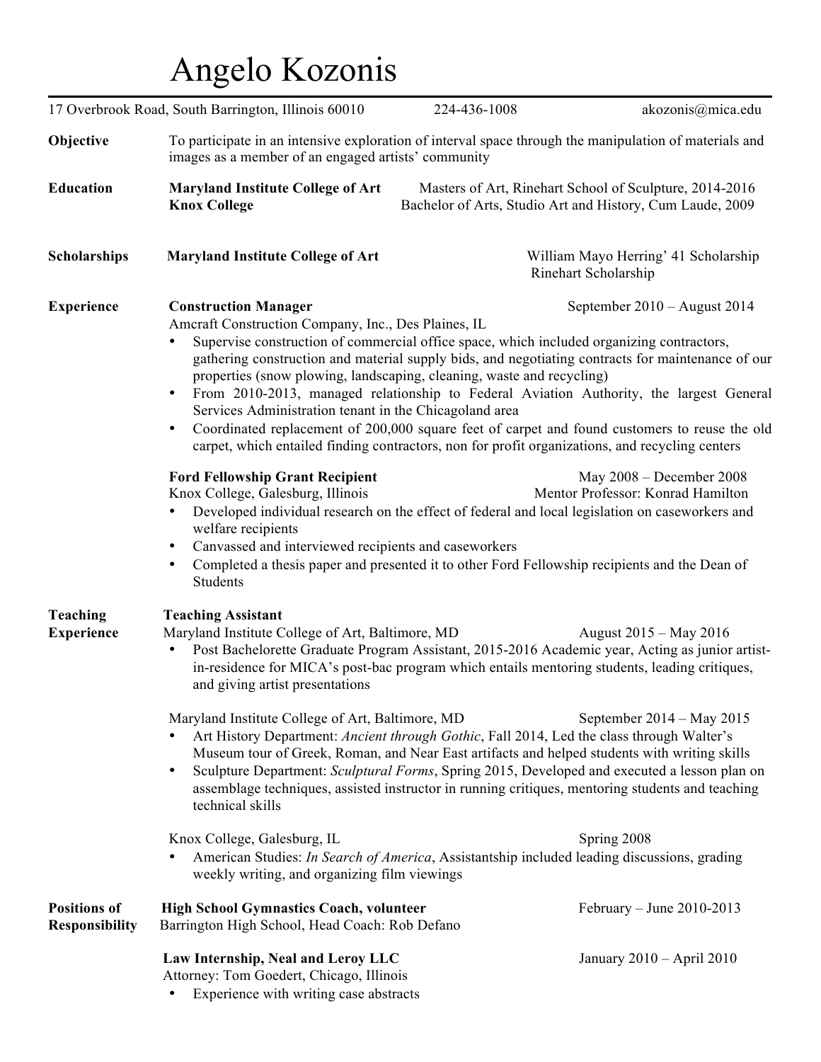# Angelo Kozonis

17 Overbrook Road, South Barrington, Illinois 60010 | 224-436-1008 | akozonis@mica.edu

## Objective

To participate in an intensive exploration of interval space through the manipulation of materials and images as a member of an engaged artists' community

## Education

**Maryland Institute College of Art** — Masters of Art, Rinehart School of Sculpture, 2014-2016

**Knox College** — Bachelor of Arts, Studio Art and History, Cum Laude, 2009

## Scholarships

**Maryland Institute College of Art** — William Mayo Herring' 41 Scholarship; Rinehart Scholarship

## Experience

**Construction Manager** — September 2010 – August 2014

Amcraft Construction Company, Inc., Des Plaines, IL

- Supervise construction of commercial office space, which included organizing contractors, gathering construction and material supply bids, and negotiating contracts for maintenance of our properties (snow plowing, landscaping, cleaning, waste and recycling)
- From 2010-2013, managed relationship to Federal Aviation Authority, the largest General Services Administration tenant in the Chicagoland area
- Coordinated replacement of 200,000 square feet of carpet and found customers to reuse the old carpet, which entailed finding contractors, non for profit organizations, and recycling centers

**Ford Fellowship Grant Recipient** — May 2008 – December 2008

Knox College, Galesburg, Illinois — Mentor Professor: Konrad Hamilton

- Developed individual research on the effect of federal and local legislation on caseworkers and welfare recipients
- Canvassed and interviewed recipients and caseworkers
- Completed a thesis paper and presented it to other Ford Fellowship recipients and the Dean of Students

## Teaching Experience

**Teaching Assistant**

Maryland Institute College of Art, Baltimore, MD — August 2015 – May 2016

- Post Bachelorette Graduate Program Assistant, 2015-2016 Academic year, Acting as junior artist-in-residence for MICA's post-bac program which entails mentoring students, leading critiques, and giving artist presentations

Maryland Institute College of Art, Baltimore, MD — September 2014 – May 2015

- Art History Department: *Ancient through Gothic*, Fall 2014, Led the class through Walter's Museum tour of Greek, Roman, and Near East artifacts and helped students with writing skills
- Sculpture Department: *Sculptural Forms*, Spring 2015, Developed and executed a lesson plan on assemblage techniques, assisted instructor in running critiques, mentoring students and teaching technical skills

Knox College, Galesburg, IL — Spring 2008

- American Studies: *In Search of America*, Assistantship included leading discussions, grading weekly writing, and organizing film viewings

## Positions of Responsibility

**High School Gymnastics Coach, volunteer** — February – June 2010-2013

Barrington High School, Head Coach: Rob Defano

**Law Internship, Neal and Leroy LLC** — January 2010 – April 2010

Attorney: Tom Goedert, Chicago, Illinois

- Experience with writing case abstracts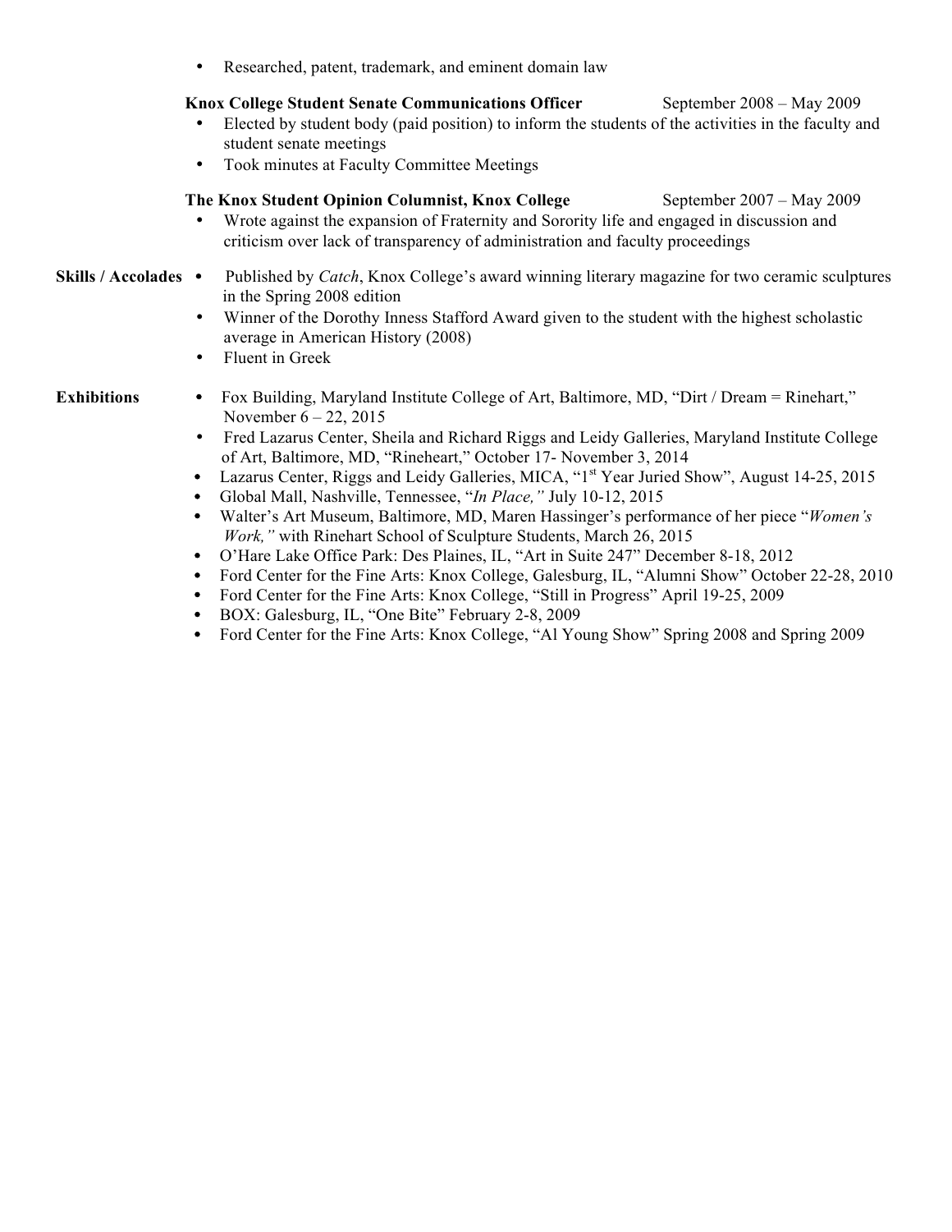- Researched, patent, trademark, and eminent domain law

**Knox College Student Senate Communications Officer** September 2008 – May 2009

- Elected by student body (paid position) to inform the students of the activities in the faculty and student senate meetings
- Took minutes at Faculty Committee Meetings

**The Knox Student Opinion Columnist, Knox College** September 2007 – May 2009

- Wrote against the expansion of Fraternity and Sorority life and engaged in discussion and criticism over lack of transparency of administration and faculty proceedings

**Skills / Accolades**

- Published by *Catch*, Knox College's award winning literary magazine for two ceramic sculptures in the Spring 2008 edition
- Winner of the Dorothy Inness Stafford Award given to the student with the highest scholastic average in American History (2008)
- Fluent in Greek

**Exhibitions**

- Fox Building, Maryland Institute College of Art, Baltimore, MD, "Dirt / Dream = Rinehart," November 6 – 22, 2015
- Fred Lazarus Center, Sheila and Richard Riggs and Leidy Galleries, Maryland Institute College of Art, Baltimore, MD, "Rineheart," October 17- November 3, 2014
- Lazarus Center, Riggs and Leidy Galleries, MICA, "1st Year Juried Show", August 14-25, 2015
- Global Mall, Nashville, Tennessee, "*In Place,*" July 10-12, 2015
- Walter's Art Museum, Baltimore, MD, Maren Hassinger's performance of her piece "*Women's Work,*" with Rinehart School of Sculpture Students, March 26, 2015
- O'Hare Lake Office Park: Des Plaines, IL, "Art in Suite 247" December 8-18, 2012
- Ford Center for the Fine Arts: Knox College, Galesburg, IL, "Alumni Show" October 22-28, 2010
- Ford Center for the Fine Arts: Knox College, "Still in Progress" April 19-25, 2009
- BOX: Galesburg, IL, "One Bite" February 2-8, 2009
- Ford Center for the Fine Arts: Knox College, "Al Young Show" Spring 2008 and Spring 2009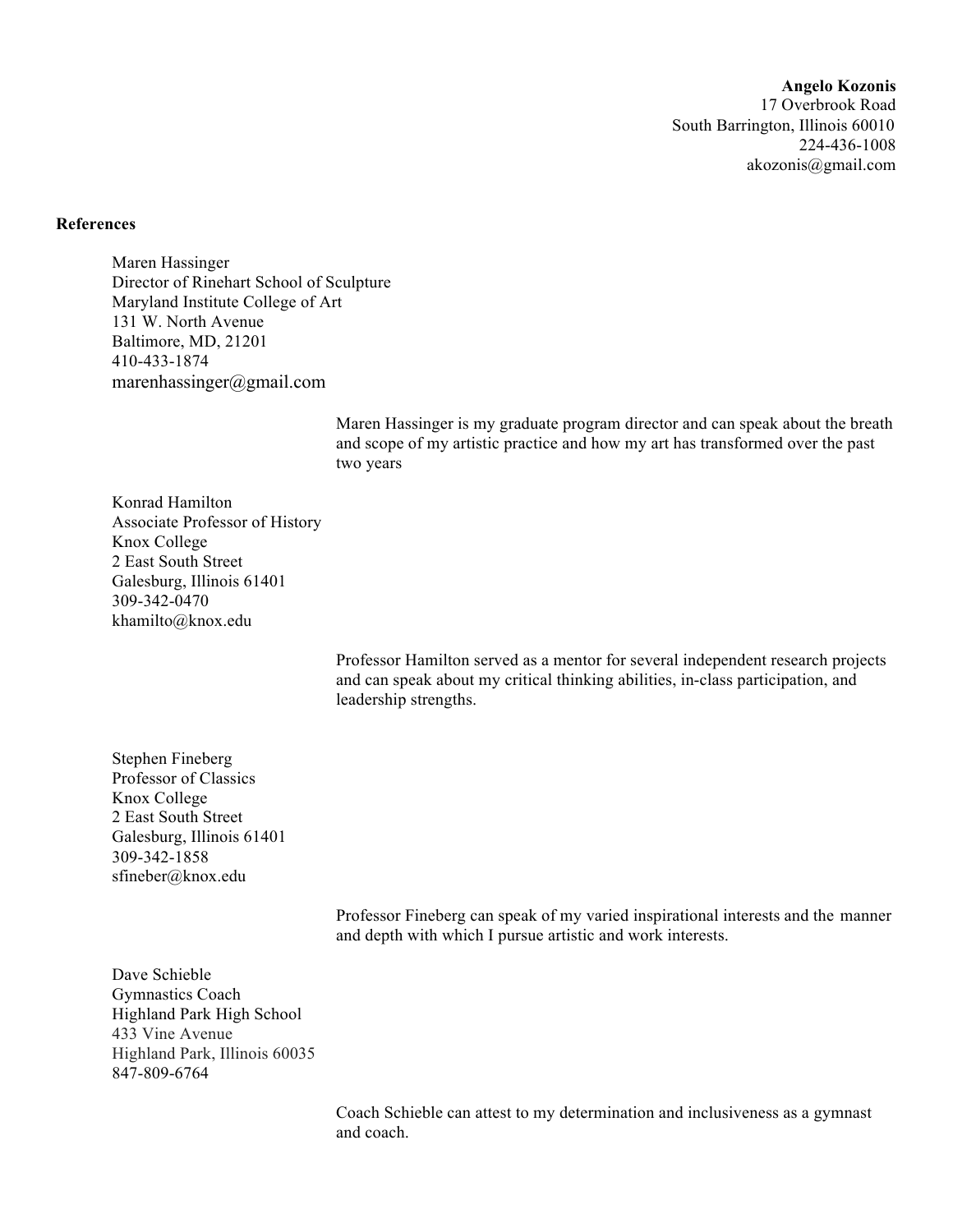**Angelo Kozonis**
17 Overbrook Road
South Barrington, Illinois 60010
224-436-1008
akozonis@gmail.com

**References**

Maren Hassinger
Director of Rinehart School of Sculpture
Maryland Institute College of Art
131 W. North Avenue
Baltimore, MD, 21201
410-433-1874
marenhassinger@gmail.com

Maren Hassinger is my graduate program director and can speak about the breath and scope of my artistic practice and how my art has transformed over the past two years

Konrad Hamilton
Associate Professor of History
Knox College
2 East South Street
Galesburg, Illinois 61401
309-342-0470
khamilto@knox.edu

Professor Hamilton served as a mentor for several independent research projects and can speak about my critical thinking abilities, in-class participation, and leadership strengths.

Stephen Fineberg
Professor of Classics
Knox College
2 East South Street
Galesburg, Illinois 61401
309-342-1858
sfineber@knox.edu

Professor Fineberg can speak of my varied inspirational interests and the manner and depth with which I pursue artistic and work interests.

Dave Schieble
Gymnastics Coach
Highland Park High School
433 Vine Avenue
Highland Park, Illinois 60035
847-809-6764

Coach Schieble can attest to my determination and inclusiveness as a gymnast and coach.